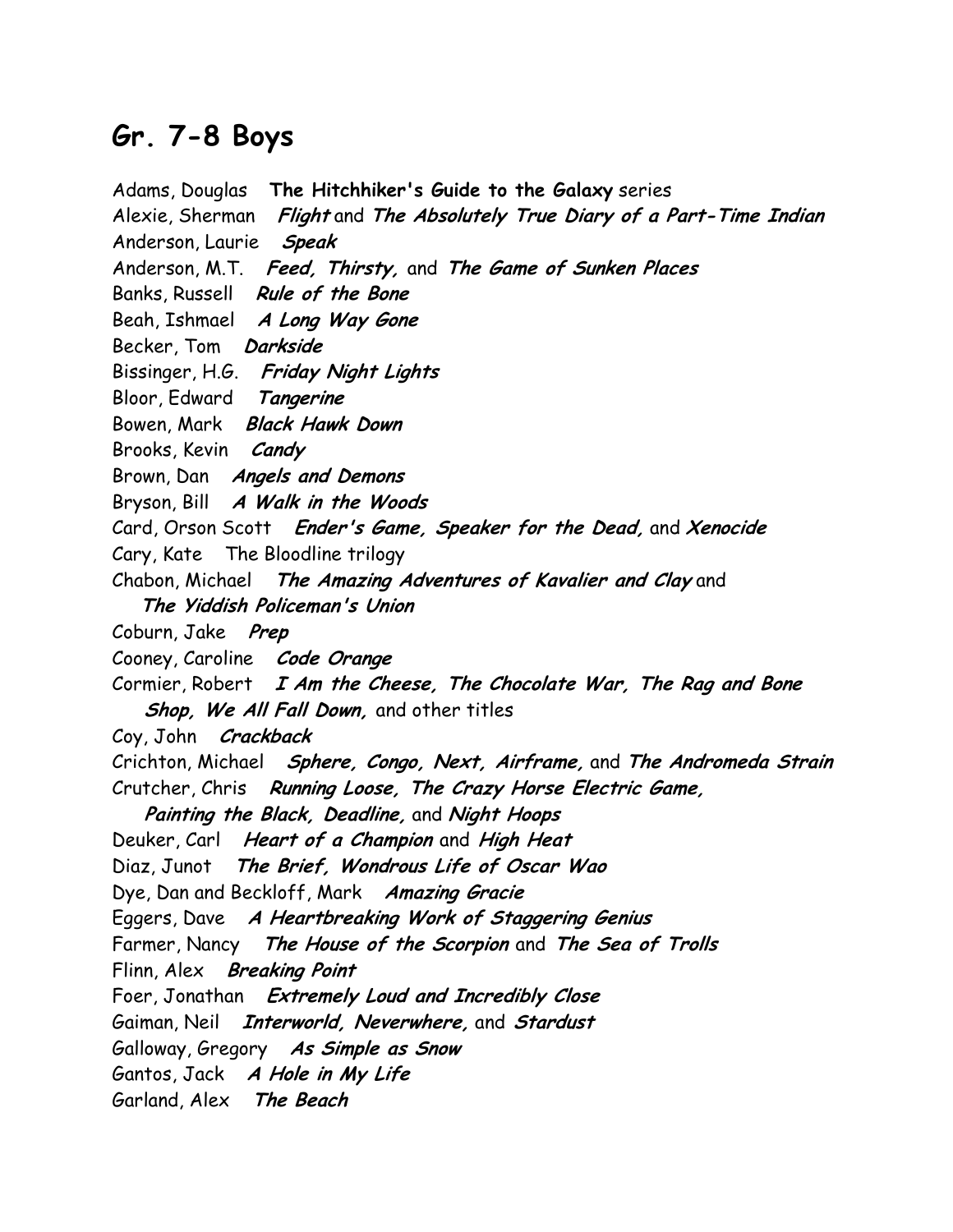## Gr. 7-8 Boys

Adams, Douglas **The Hitchhiker's Guide to the Galaxy** series
Alexie, Sherman ***Flight*** and ***The Absolutely True Diary of a Part-Time Indian***
Anderson, Laurie ***Speak***
Anderson, M.T. ***Feed, Thirsty,*** and ***The Game of Sunken Places***
Banks, Russell ***Rule of the Bone***
Beah, Ishmael ***A Long Way Gone***
Becker, Tom ***Darkside***
Bissinger, H.G. ***Friday Night Lights***
Bloor, Edward ***Tangerine***
Bowen, Mark ***Black Hawk Down***
Brooks, Kevin ***Candy***
Brown, Dan ***Angels and Demons***
Bryson, Bill ***A Walk in the Woods***
Card, Orson Scott ***Ender's Game, Speaker for the Dead,*** and ***Xenocide***
Cary, Kate The Bloodline trilogy
Chabon, Michael ***The Amazing Adventures of Kavalier and Clay*** and ***The Yiddish Policeman's Union***
Coburn, Jake ***Prep***
Cooney, Caroline ***Code Orange***
Cormier, Robert ***I Am the Cheese, The Chocolate War, The Rag and Bone Shop, We All Fall Down,*** and other titles
Coy, John ***Crackback***
Crichton, Michael ***Sphere, Congo, Next, Airframe,*** and ***The Andromeda Strain***
Crutcher, Chris ***Running Loose, The Crazy Horse Electric Game, Painting the Black, Deadline,*** and ***Night Hoops***
Deuker, Carl ***Heart of a Champion*** and ***High Heat***
Diaz, Junot ***The Brief, Wondrous Life of Oscar Wao***
Dye, Dan and Beckloff, Mark ***Amazing Gracie***
Eggers, Dave ***A Heartbreaking Work of Staggering Genius***
Farmer, Nancy ***The House of the Scorpion*** and ***The Sea of Trolls***
Flinn, Alex ***Breaking Point***
Foer, Jonathan ***Extremely Loud and Incredibly Close***
Gaiman, Neil ***Interworld, Neverwhere,*** and ***Stardust***
Galloway, Gregory ***As Simple as Snow***
Gantos, Jack ***A Hole in My Life***
Garland, Alex ***The Beach***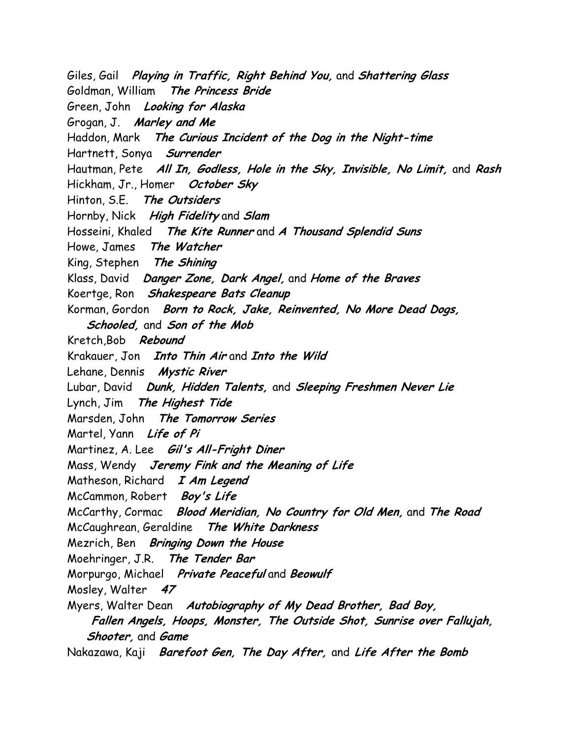Giles, Gail ***Playing in Traffic, Right Behind You,*** and ***Shattering Glass***
Goldman, William ***The Princess Bride***
Green, John ***Looking for Alaska***
Grogan, J. ***Marley and Me***
Haddon, Mark ***The Curious Incident of the Dog in the Night-time***
Hartnett, Sonya ***Surrender***
Hautman, Pete ***All In, Godless, Hole in the Sky, Invisible, No Limit,*** and ***Rash***
Hickham, Jr., Homer ***October Sky***
Hinton, S.E. ***The Outsiders***
Hornby, Nick ***High Fidelity*** and ***Slam***
Hosseini, Khaled ***The Kite Runner*** and ***A Thousand Splendid Suns***
Howe, James ***The Watcher***
King, Stephen ***The Shining***
Klass, David ***Danger Zone, Dark Angel,*** and ***Home of the Braves***
Koertge, Ron ***Shakespeare Bats Cleanup***
Korman, Gordon ***Born to Rock, Jake, Reinvented, No More Dead Dogs, Schooled,*** and ***Son of the Mob***
Kretch,Bob ***Rebound***
Krakauer, Jon ***Into Thin Air*** and ***Into the Wild***
Lehane, Dennis ***Mystic River***
Lubar, David ***Dunk, Hidden Talents,*** and ***Sleeping Freshmen Never Lie***
Lynch, Jim ***The Highest Tide***
Marsden, John ***The Tomorrow Series***
Martel, Yann ***Life of Pi***
Martinez, A. Lee ***Gil's All-Fright Diner***
Mass, Wendy ***Jeremy Fink and the Meaning of Life***
Matheson, Richard ***I Am Legend***
McCammon, Robert ***Boy's Life***
McCarthy, Cormac ***Blood Meridian, No Country for Old Men,*** and ***The Road***
McCaughrean, Geraldine ***The White Darkness***
Mezrich, Ben ***Bringing Down the House***
Moehringer, J.R. ***The Tender Bar***
Morpurgo, Michael ***Private Peaceful*** and ***Beowulf***
Mosley, Walter ***47***
Myers, Walter Dean ***Autobiography of My Dead Brother, Bad Boy, Fallen Angels, Hoops, Monster, The Outside Shot, Sunrise over Fallujah, Shooter,*** and ***Game***
Nakazawa, Kaji ***Barefoot Gen, The Day After,*** and ***Life After the Bomb***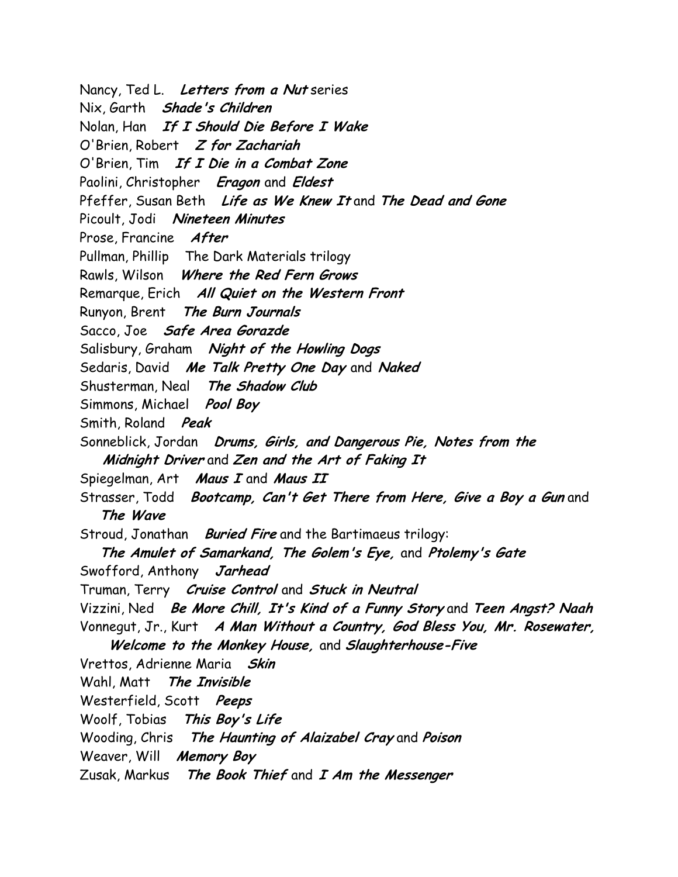Nancy, Ted L.  ***Letters from a Nut*** series

Nix, Garth  ***Shade's Children***

Nolan, Han  ***If I Should Die Before I Wake***

O'Brien, Robert  ***Z for Zachariah***

O'Brien, Tim  ***If I Die in a Combat Zone***

Paolini, Christopher  ***Eragon*** and ***Eldest***

Pfeffer, Susan Beth  ***Life as We Knew It*** and ***The Dead and Gone***

Picoult, Jodi  ***Nineteen Minutes***

Prose, Francine  ***After***

Pullman, Phillip  The Dark Materials trilogy

Rawls, Wilson  ***Where the Red Fern Grows***

Remarque, Erich  ***All Quiet on the Western Front***

Runyon, Brent  ***The Burn Journals***

Sacco, Joe  ***Safe Area Gorazde***

Salisbury, Graham  ***Night of the Howling Dogs***

Sedaris, David  ***Me Talk Pretty One Day*** and ***Naked***

Shusterman, Neal  ***The Shadow Club***

Simmons, Michael  ***Pool Boy***

Smith, Roland  ***Peak***

Sonneblick, Jordan  ***Drums, Girls, and Dangerous Pie, Notes from the Midnight Driver*** and ***Zen and the Art of Faking It***

Spiegelman, Art  ***Maus I*** and ***Maus II***

Strasser, Todd  ***Bootcamp, Can't Get There from Here, Give a Boy a Gun*** and ***The Wave***

Stroud, Jonathan  ***Buried Fire*** and the Bartimaeus trilogy: ***The Amulet of Samarkand, The Golem's Eye,*** and ***Ptolemy's Gate***

Swofford, Anthony  ***Jarhead***

Truman, Terry  ***Cruise Control*** and ***Stuck in Neutral***

Vizzini, Ned  ***Be More Chill, It's Kind of a Funny Story*** and ***Teen Angst? Naah***

Vonnegut, Jr., Kurt  ***A Man Without a Country, God Bless You, Mr. Rosewater, Welcome to the Monkey House,*** and ***Slaughterhouse-Five***

Vrettos, Adrienne Maria  ***Skin***

Wahl, Matt  ***The Invisible***

Westerfield, Scott  ***Peeps***

Woolf, Tobias  ***This Boy's Life***

Wooding, Chris  ***The Haunting of Alaizabel Cray*** and ***Poison***

Weaver, Will  ***Memory Boy***

Zusak, Markus  ***The Book Thief*** and ***I Am the Messenger***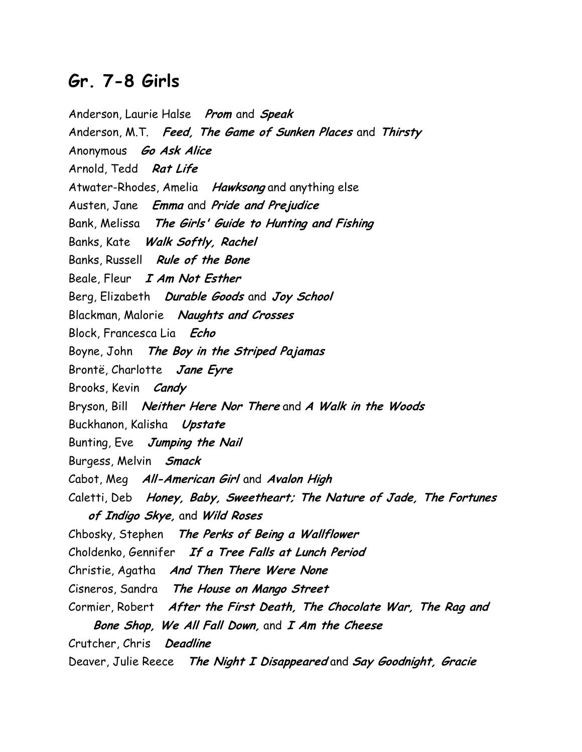## Gr. 7-8 Girls

Anderson, Laurie Halse ***Prom*** and ***Speak***

Anderson, M.T. ***Feed, The Game of Sunken Places*** and ***Thirsty***

Anonymous ***Go Ask Alice***

Arnold, Tedd ***Rat Life***

Atwater-Rhodes, Amelia ***Hawksong*** and anything else

Austen, Jane ***Emma*** and ***Pride and Prejudice***

Bank, Melissa ***The Girls' Guide to Hunting and Fishing***

Banks, Kate ***Walk Softly, Rachel***

Banks, Russell ***Rule of the Bone***

Beale, Fleur ***I Am Not Esther***

Berg, Elizabeth ***Durable Goods*** and ***Joy School***

Blackman, Malorie ***Naughts and Crosses***

Block, Francesca Lia ***Echo***

Boyne, John ***The Boy in the Striped Pajamas***

Brontë, Charlotte ***Jane Eyre***

Brooks, Kevin ***Candy***

Bryson, Bill ***Neither Here Nor There*** and ***A Walk in the Woods***

Buckhanon, Kalisha ***Upstate***

Bunting, Eve ***Jumping the Nail***

Burgess, Melvin ***Smack***

Cabot, Meg ***All-American Girl*** and ***Avalon High***

Caletti, Deb ***Honey, Baby, Sweetheart; The Nature of Jade, The Fortunes of Indigo Skye,*** and ***Wild Roses***

Chbosky, Stephen ***The Perks of Being a Wallflower***

Choldenko, Gennifer ***If a Tree Falls at Lunch Period***

Christie, Agatha ***And Then There Were None***

Cisneros, Sandra ***The House on Mango Street***

Cormier, Robert ***After the First Death, The Chocolate War, The Rag and Bone Shop, We All Fall Down,*** and ***I Am the Cheese***

Crutcher, Chris ***Deadline***

Deaver, Julie Reece ***The Night I Disappeared*** and ***Say Goodnight, Gracie***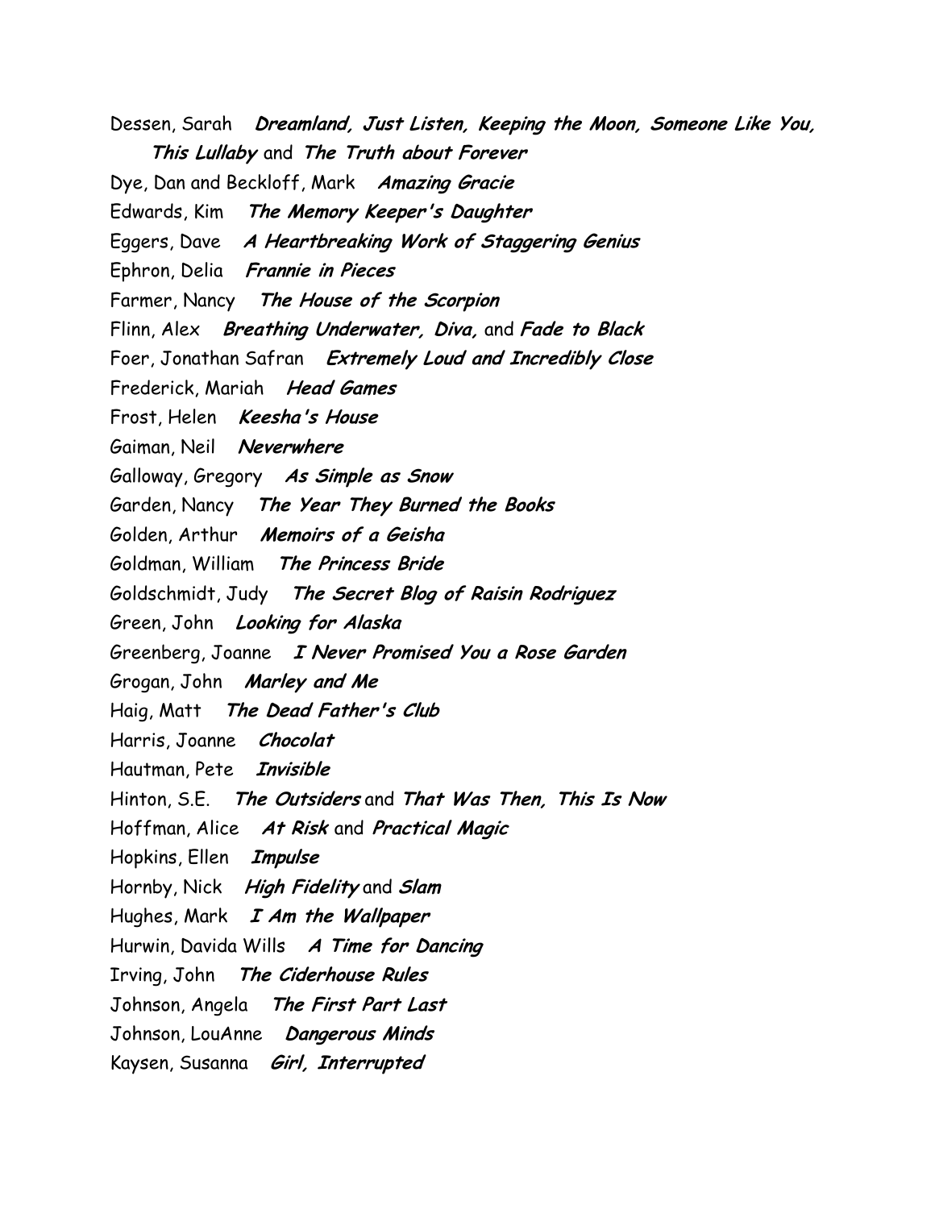Dessen, Sarah ***Dreamland, Just Listen, Keeping the Moon, Someone Like You, This Lullaby*** and ***The Truth about Forever***

Dye, Dan and Beckloff, Mark ***Amazing Gracie***

Edwards, Kim ***The Memory Keeper's Daughter***

Eggers, Dave ***A Heartbreaking Work of Staggering Genius***

Ephron, Delia ***Frannie in Pieces***

Farmer, Nancy ***The House of the Scorpion***

Flinn, Alex ***Breathing Underwater, Diva,*** and ***Fade to Black***

Foer, Jonathan Safran ***Extremely Loud and Incredibly Close***

Frederick, Mariah ***Head Games***

Frost, Helen ***Keesha's House***

Gaiman, Neil ***Neverwhere***

Galloway, Gregory ***As Simple as Snow***

Garden, Nancy ***The Year They Burned the Books***

Golden, Arthur ***Memoirs of a Geisha***

Goldman, William ***The Princess Bride***

Goldschmidt, Judy ***The Secret Blog of Raisin Rodriguez***

Green, John ***Looking for Alaska***

Greenberg, Joanne ***I Never Promised You a Rose Garden***

Grogan, John ***Marley and Me***

Haig, Matt ***The Dead Father's Club***

Harris, Joanne ***Chocolat***

Hautman, Pete ***Invisible***

Hinton, S.E. ***The Outsiders*** and ***That Was Then, This Is Now***

Hoffman, Alice ***At Risk*** and ***Practical Magic***

Hopkins, Ellen ***Impulse***

Hornby, Nick ***High Fidelity*** and ***Slam***

Hughes, Mark ***I Am the Wallpaper***

Hurwin, Davida Wills ***A Time for Dancing***

Irving, John ***The Ciderhouse Rules***

Johnson, Angela ***The First Part Last***

Johnson, LouAnne ***Dangerous Minds***

Kaysen, Susanna ***Girl, Interrupted***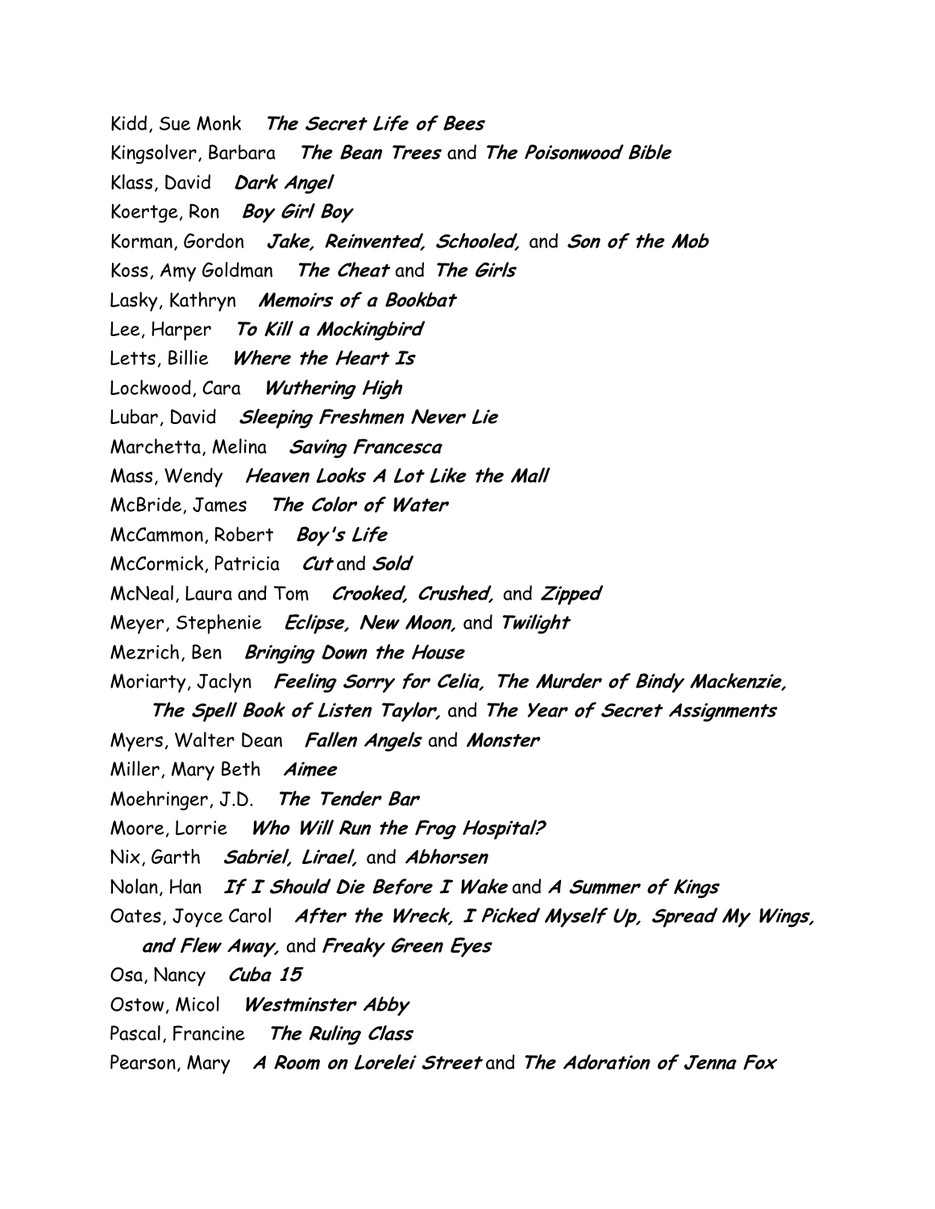Kidd, Sue Monk ***The Secret Life of Bees***

Kingsolver, Barbara ***The Bean Trees*** and ***The Poisonwood Bible***

Klass, David ***Dark Angel***

Koertge, Ron ***Boy Girl Boy***

Korman, Gordon ***Jake, Reinvented, Schooled,*** and ***Son of the Mob***

Koss, Amy Goldman ***The Cheat*** and ***The Girls***

Lasky, Kathryn ***Memoirs of a Bookbat***

Lee, Harper ***To Kill a Mockingbird***

Letts, Billie ***Where the Heart Is***

Lockwood, Cara ***Wuthering High***

Lubar, David ***Sleeping Freshmen Never Lie***

Marchetta, Melina ***Saving Francesca***

Mass, Wendy ***Heaven Looks A Lot Like the Mall***

McBride, James ***The Color of Water***

McCammon, Robert ***Boy's Life***

McCormick, Patricia ***Cut*** and ***Sold***

McNeal, Laura and Tom ***Crooked, Crushed,*** and ***Zipped***

Meyer, Stephenie ***Eclipse, New Moon,*** and ***Twilight***

Mezrich, Ben ***Bringing Down the House***

Moriarty, Jaclyn ***Feeling Sorry for Celia, The Murder of Bindy Mackenzie, The Spell Book of Listen Taylor,*** and ***The Year of Secret Assignments***

Myers, Walter Dean ***Fallen Angels*** and ***Monster***

Miller, Mary Beth ***Aimee***

Moehringer, J.D. ***The Tender Bar***

Moore, Lorrie ***Who Will Run the Frog Hospital?***

Nix, Garth ***Sabriel, Lirael,*** and ***Abhorsen***

Nolan, Han ***If I Should Die Before I Wake*** and ***A Summer of Kings***

Oates, Joyce Carol ***After the Wreck, I Picked Myself Up, Spread My Wings, and Flew Away,*** and ***Freaky Green Eyes***

Osa, Nancy ***Cuba 15***

Ostow, Micol ***Westminster Abby***

Pascal, Francine ***The Ruling Class***

Pearson, Mary ***A Room on Lorelei Street*** and ***The Adoration of Jenna Fox***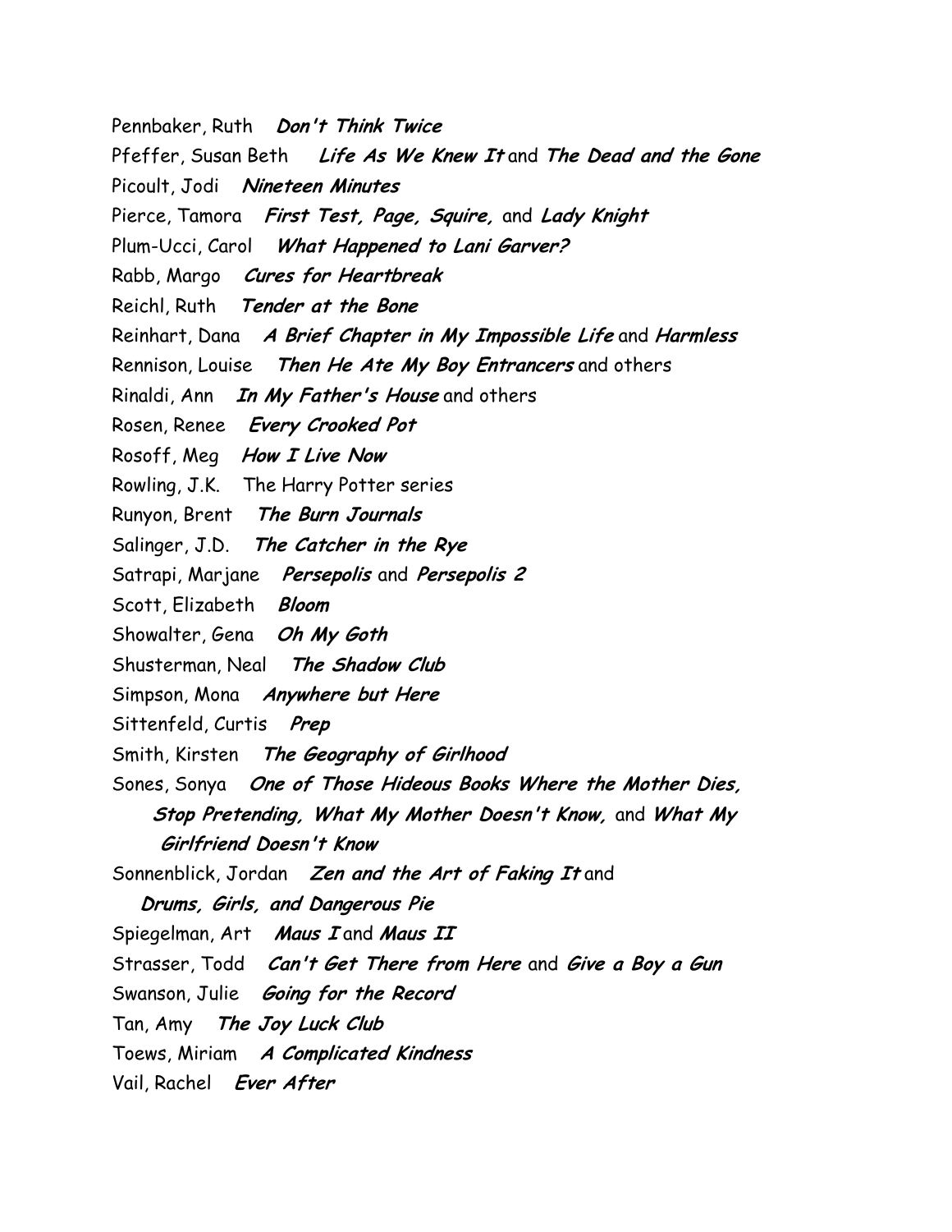Pennbaker, Ruth ***Don't Think Twice***

Pfeffer, Susan Beth ***Life As We Knew It*** and ***The Dead and the Gone***

Picoult, Jodi ***Nineteen Minutes***

Pierce, Tamora ***First Test, Page, Squire,*** and ***Lady Knight***

Plum-Ucci, Carol ***What Happened to Lani Garver?***

Rabb, Margo ***Cures for Heartbreak***

Reichl, Ruth ***Tender at the Bone***

Reinhart, Dana ***A Brief Chapter in My Impossible Life*** and ***Harmless***

Rennison, Louise ***Then He Ate My Boy Entrancers*** and others

Rinaldi, Ann ***In My Father's House*** and others

Rosen, Renee ***Every Crooked Pot***

Rosoff, Meg ***How I Live Now***

Rowling, J.K. The Harry Potter series

Runyon, Brent ***The Burn Journals***

Salinger, J.D. ***The Catcher in the Rye***

Satrapi, Marjane ***Persepolis*** and ***Persepolis 2***

Scott, Elizabeth ***Bloom***

Showalter, Gena ***Oh My Goth***

Shusterman, Neal ***The Shadow Club***

Simpson, Mona ***Anywhere but Here***

Sittenfeld, Curtis ***Prep***

Smith, Kirsten ***The Geography of Girlhood***

Sones, Sonya ***One of Those Hideous Books Where the Mother Dies, Stop Pretending, What My Mother Doesn't Know,*** and ***What My Girlfriend Doesn't Know***

Sonnenblick, Jordan ***Zen and the Art of Faking It*** and ***Drums, Girls, and Dangerous Pie***

Spiegelman, Art ***Maus I*** and ***Maus II***

Strasser, Todd ***Can't Get There from Here*** and ***Give a Boy a Gun***

Swanson, Julie ***Going for the Record***

Tan, Amy ***The Joy Luck Club***

Toews, Miriam ***A Complicated Kindness***

Vail, Rachel ***Ever After***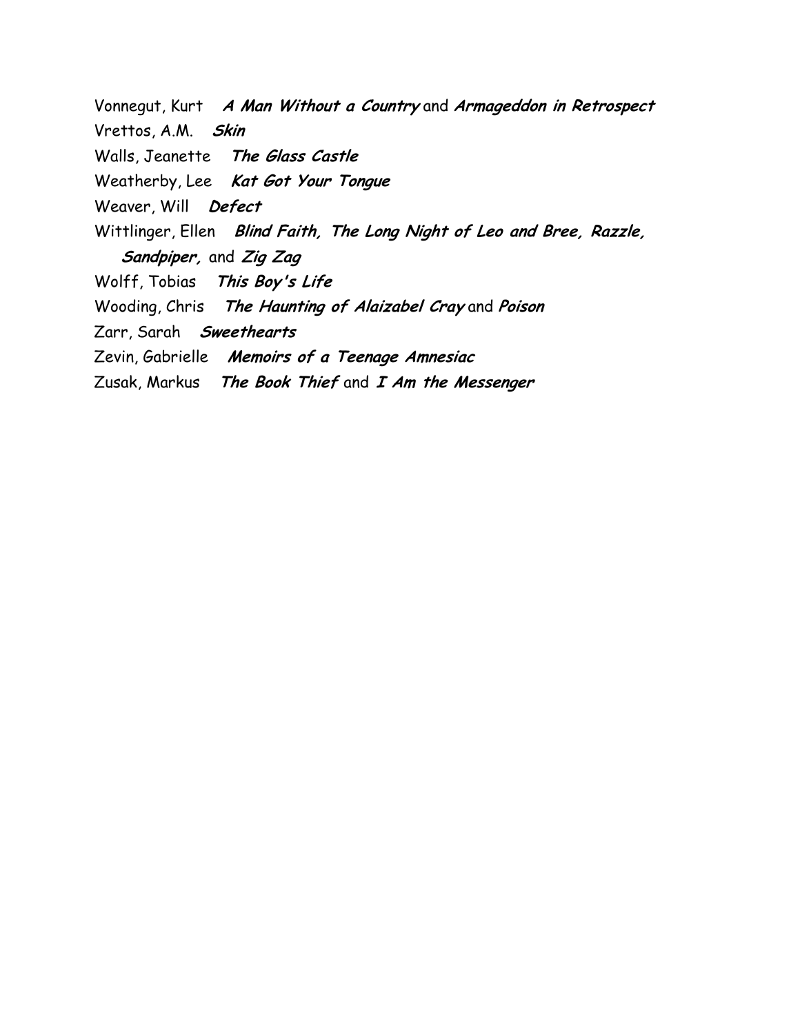Vonnegut, Kurt ***A Man Without a Country*** and ***Armageddon in Retrospect***

Vrettos, A.M. ***Skin***

Walls, Jeanette ***The Glass Castle***

Weatherby, Lee ***Kat Got Your Tongue***

Weaver, Will ***Defect***

Wittlinger, Ellen ***Blind Faith, The Long Night of Leo and Bree, Razzle, Sandpiper,*** and ***Zig Zag***

Wolff, Tobias ***This Boy's Life***

Wooding, Chris ***The Haunting of Alaizabel Cray*** and ***Poison***

Zarr, Sarah ***Sweethearts***

Zevin, Gabrielle ***Memoirs of a Teenage Amnesiac***

Zusak, Markus ***The Book Thief*** and ***I Am the Messenger***